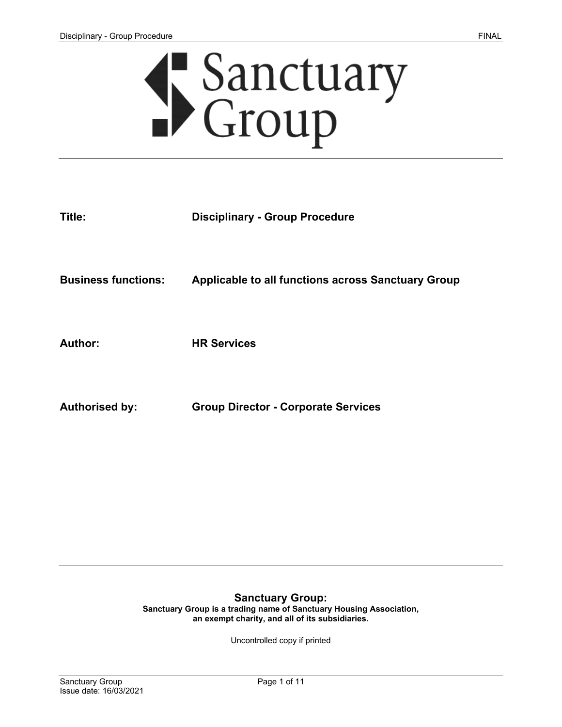**Title:** Disciplinary - Group Procedure

**Business functions:** Applicable to all functions across Sanctuary Group

**Author:** HR Services

**Authorised by:** Group Director - Corporate Services

## Sanctuary Group:

**Sanctuary Group is a trading name of Sanctuary Housing Association, an exempt charity, and all of its subsidiaries.**

Uncontrolled copy if printed

Issue date: 16/03/2021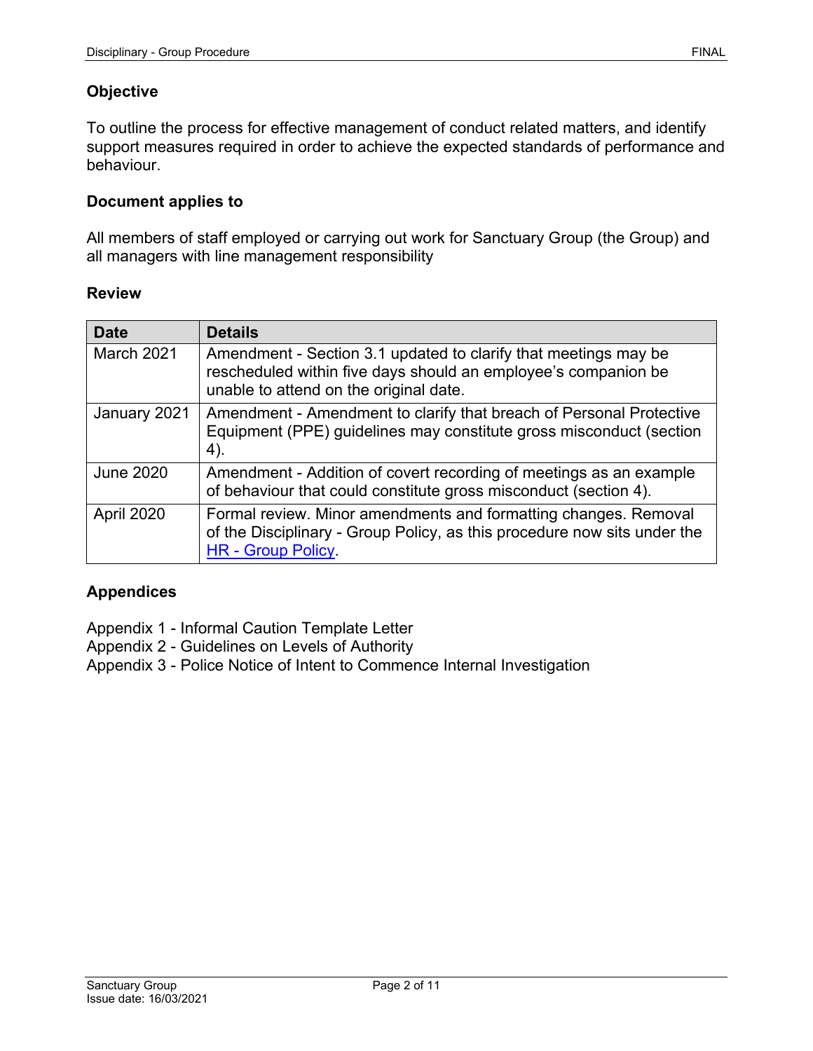## Objective

To outline the process for effective management of conduct related matters, and identify support measures required in order to achieve the expected standards of performance and behaviour.

## Document applies to

All members of staff employed or carrying out work for Sanctuary Group (the Group) and all managers with line management responsibility

## Review

| Date | Details |
|---|---|
| March 2021 | Amendment - Section 3.1 updated to clarify that meetings may be rescheduled within five days should an employee's companion be unable to attend on the original date. |
| January 2021 | Amendment - Amendment to clarify that breach of Personal Protective Equipment (PPE) guidelines may constitute gross misconduct (section 4). |
| June 2020 | Amendment - Addition of covert recording of meetings as an example of behaviour that could constitute gross misconduct (section 4). |
| April 2020 | Formal review. Minor amendments and formatting changes. Removal of the Disciplinary - Group Policy, as this procedure now sits under the HR - Group Policy. |

## Appendices

Appendix 1 - Informal Caution Template Letter
Appendix 2 - Guidelines on Levels of Authority
Appendix 3 - Police Notice of Intent to Commence Internal Investigation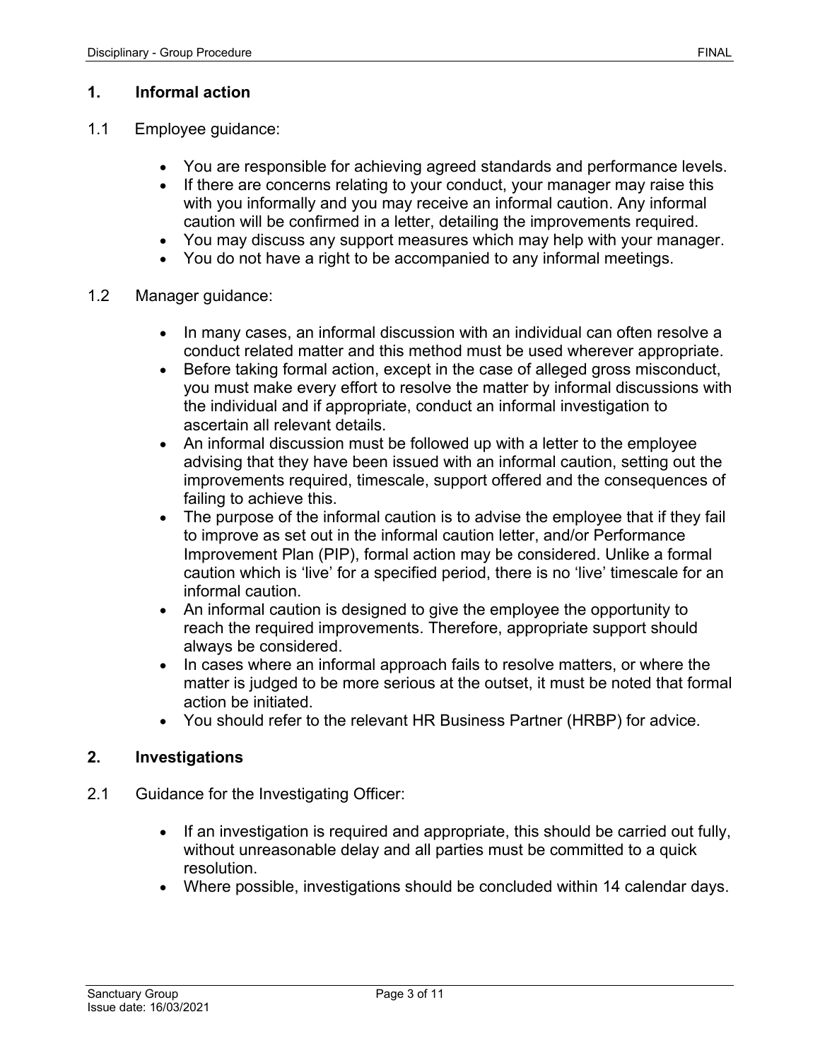## 1. Informal action

1.1 Employee guidance:

- You are responsible for achieving agreed standards and performance levels.
- If there are concerns relating to your conduct, your manager may raise this with you informally and you may receive an informal caution. Any informal caution will be confirmed in a letter, detailing the improvements required.
- You may discuss any support measures which may help with your manager.
- You do not have a right to be accompanied to any informal meetings.

1.2 Manager guidance:

- In many cases, an informal discussion with an individual can often resolve a conduct related matter and this method must be used wherever appropriate.
- Before taking formal action, except in the case of alleged gross misconduct, you must make every effort to resolve the matter by informal discussions with the individual and if appropriate, conduct an informal investigation to ascertain all relevant details.
- An informal discussion must be followed up with a letter to the employee advising that they have been issued with an informal caution, setting out the improvements required, timescale, support offered and the consequences of failing to achieve this.
- The purpose of the informal caution is to advise the employee that if they fail to improve as set out in the informal caution letter, and/or Performance Improvement Plan (PIP), formal action may be considered. Unlike a formal caution which is 'live' for a specified period, there is no 'live' timescale for an informal caution.
- An informal caution is designed to give the employee the opportunity to reach the required improvements. Therefore, appropriate support should always be considered.
- In cases where an informal approach fails to resolve matters, or where the matter is judged to be more serious at the outset, it must be noted that formal action be initiated.
- You should refer to the relevant HR Business Partner (HRBP) for advice.

## 2. Investigations

2.1 Guidance for the Investigating Officer:

- If an investigation is required and appropriate, this should be carried out fully, without unreasonable delay and all parties must be committed to a quick resolution.
- Where possible, investigations should be concluded within 14 calendar days.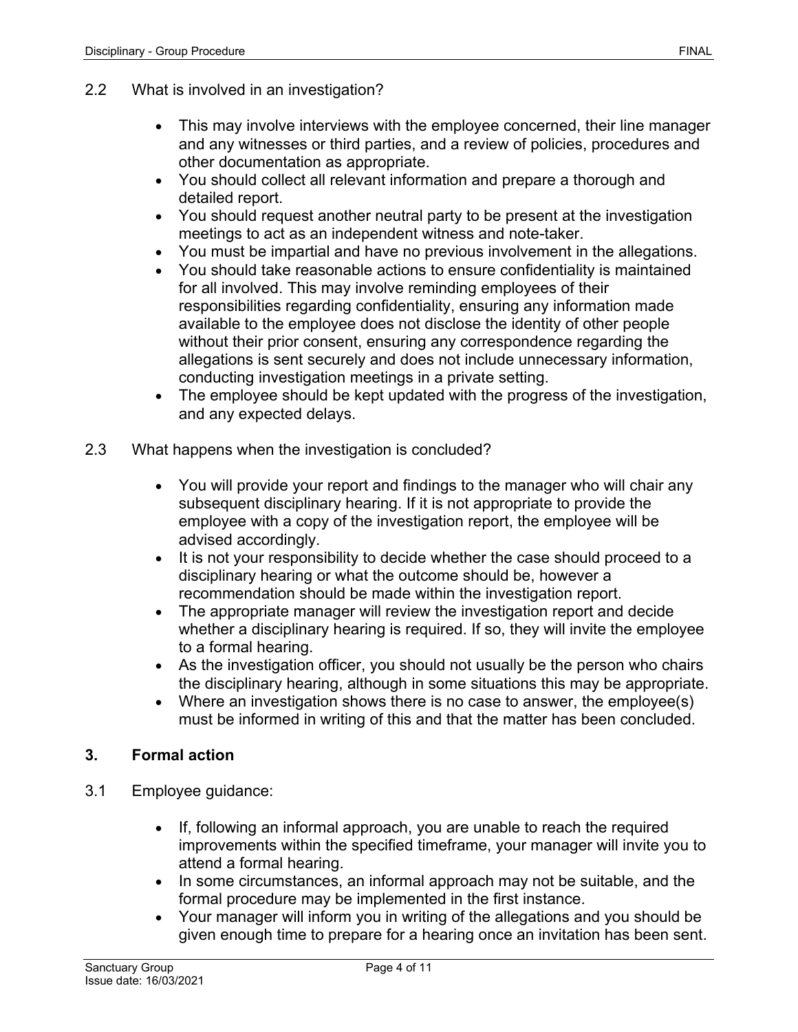2.2 What is involved in an investigation?

- This may involve interviews with the employee concerned, their line manager and any witnesses or third parties, and a review of policies, procedures and other documentation as appropriate.
- You should collect all relevant information and prepare a thorough and detailed report.
- You should request another neutral party to be present at the investigation meetings to act as an independent witness and note-taker.
- You must be impartial and have no previous involvement in the allegations.
- You should take reasonable actions to ensure confidentiality is maintained for all involved. This may involve reminding employees of their responsibilities regarding confidentiality, ensuring any information made available to the employee does not disclose the identity of other people without their prior consent, ensuring any correspondence regarding the allegations is sent securely and does not include unnecessary information, conducting investigation meetings in a private setting.
- The employee should be kept updated with the progress of the investigation, and any expected delays.

2.3 What happens when the investigation is concluded?

- You will provide your report and findings to the manager who will chair any subsequent disciplinary hearing. If it is not appropriate to provide the employee with a copy of the investigation report, the employee will be advised accordingly.
- It is not your responsibility to decide whether the case should proceed to a disciplinary hearing or what the outcome should be, however a recommendation should be made within the investigation report.
- The appropriate manager will review the investigation report and decide whether a disciplinary hearing is required. If so, they will invite the employee to a formal hearing.
- As the investigation officer, you should not usually be the person who chairs the disciplinary hearing, although in some situations this may be appropriate.
- Where an investigation shows there is no case to answer, the employee(s) must be informed in writing of this and that the matter has been concluded.

## 3. Formal action

3.1 Employee guidance:

- If, following an informal approach, you are unable to reach the required improvements within the specified timeframe, your manager will invite you to attend a formal hearing.
- In some circumstances, an informal approach may not be suitable, and the formal procedure may be implemented in the first instance.
- Your manager will inform you in writing of the allegations and you should be given enough time to prepare for a hearing once an invitation has been sent.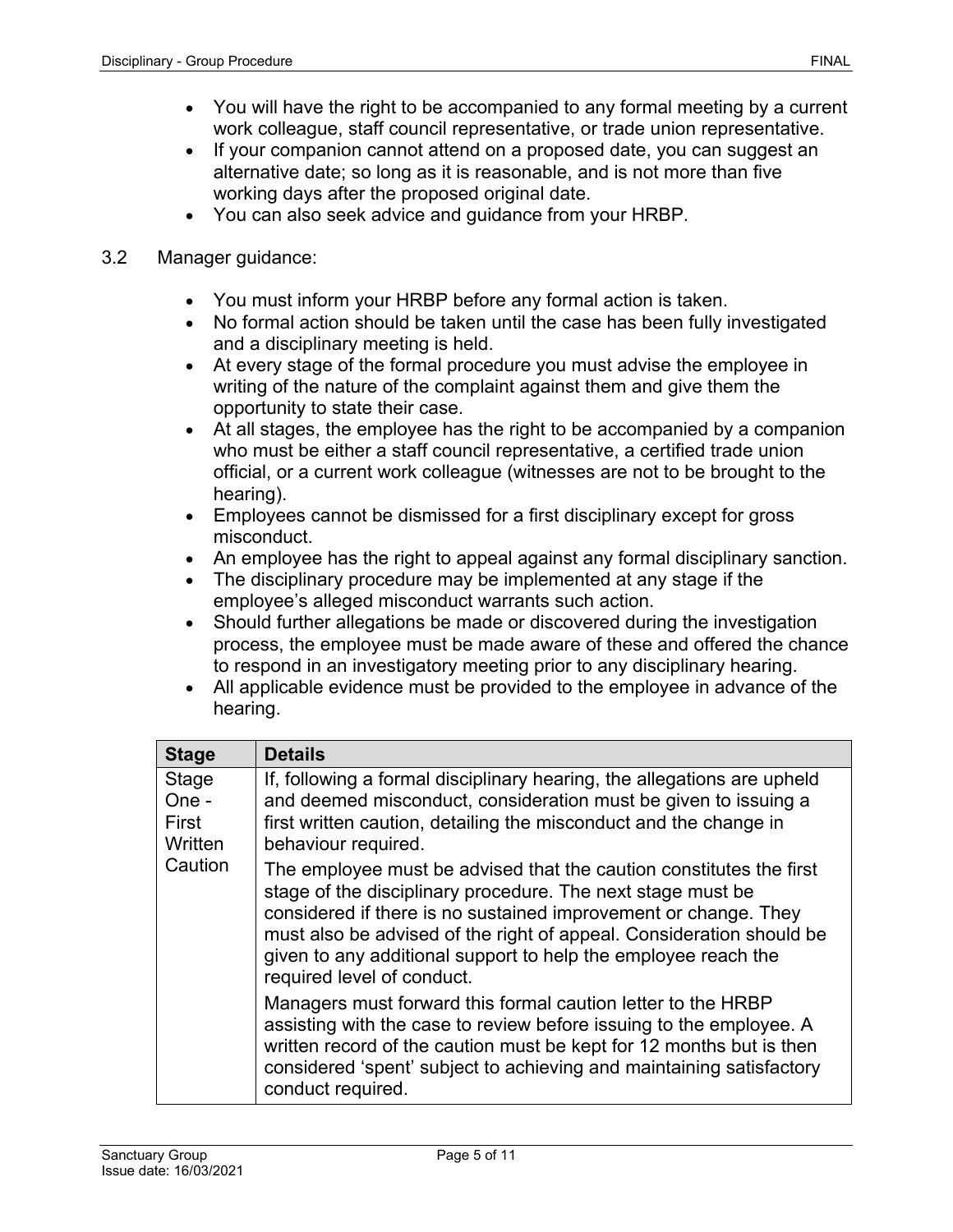- You will have the right to be accompanied to any formal meeting by a current work colleague, staff council representative, or trade union representative.
- If your companion cannot attend on a proposed date, you can suggest an alternative date; so long as it is reasonable, and is not more than five working days after the proposed original date.
- You can also seek advice and guidance from your HRBP.

3.2 Manager guidance:

- You must inform your HRBP before any formal action is taken.
- No formal action should be taken until the case has been fully investigated and a disciplinary meeting is held.
- At every stage of the formal procedure you must advise the employee in writing of the nature of the complaint against them and give them the opportunity to state their case.
- At all stages, the employee has the right to be accompanied by a companion who must be either a staff council representative, a certified trade union official, or a current work colleague (witnesses are not to be brought to the hearing).
- Employees cannot be dismissed for a first disciplinary except for gross misconduct.
- An employee has the right to appeal against any formal disciplinary sanction.
- The disciplinary procedure may be implemented at any stage if the employee's alleged misconduct warrants such action.
- Should further allegations be made or discovered during the investigation process, the employee must be made aware of these and offered the chance to respond in an investigatory meeting prior to any disciplinary hearing.
- All applicable evidence must be provided to the employee in advance of the hearing.

| Stage | Details |
|---|---|
| Stage One - First Written Caution | If, following a formal disciplinary hearing, the allegations are upheld and deemed misconduct, consideration must be given to issuing a first written caution, detailing the misconduct and the change in behaviour required.<br><br>The employee must be advised that the caution constitutes the first stage of the disciplinary procedure. The next stage must be considered if there is no sustained improvement or change. They must also be advised of the right of appeal. Consideration should be given to any additional support to help the employee reach the required level of conduct.<br><br>Managers must forward this formal caution letter to the HRBP assisting with the case to review before issuing to the employee. A written record of the caution must be kept for 12 months but is then considered 'spent' subject to achieving and maintaining satisfactory conduct required. |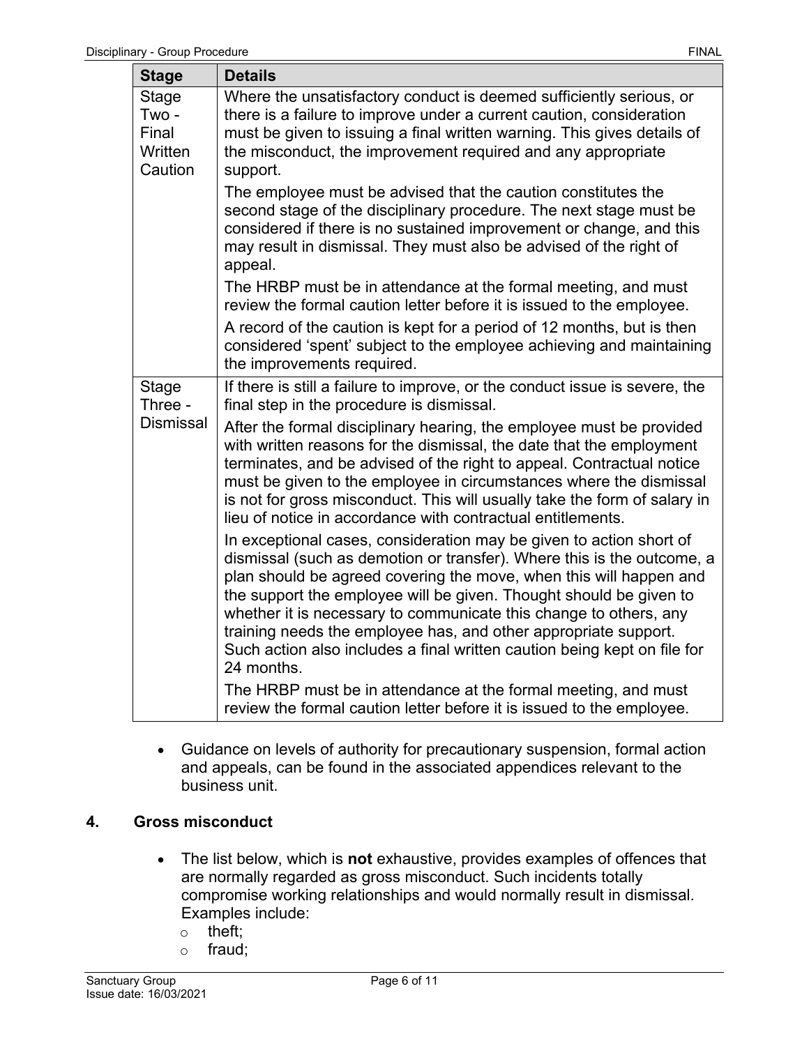| Stage | Details |
|---|---|
| Stage Two - Final Written Caution | Where the unsatisfactory conduct is deemed sufficiently serious, or there is a failure to improve under a current caution, consideration must be given to issuing a final written warning. This gives details of the misconduct, the improvement required and any appropriate support.<br><br>The employee must be advised that the caution constitutes the second stage of the disciplinary procedure. The next stage must be considered if there is no sustained improvement or change, and this may result in dismissal. They must also be advised of the right of appeal.<br><br>The HRBP must be in attendance at the formal meeting, and must review the formal caution letter before it is issued to the employee.<br><br>A record of the caution is kept for a period of 12 months, but is then considered 'spent' subject to the employee achieving and maintaining the improvements required. |
| Stage Three - Dismissal | If there is still a failure to improve, or the conduct issue is severe, the final step in the procedure is dismissal.<br><br>After the formal disciplinary hearing, the employee must be provided with written reasons for the dismissal, the date that the employment terminates, and be advised of the right to appeal. Contractual notice must be given to the employee in circumstances where the dismissal is not for gross misconduct. This will usually take the form of salary in lieu of notice in accordance with contractual entitlements.<br><br>In exceptional cases, consideration may be given to action short of dismissal (such as demotion or transfer). Where this is the outcome, a plan should be agreed covering the move, when this will happen and the support the employee will be given. Thought should be given to whether it is necessary to communicate this change to others, any training needs the employee has, and other appropriate support. Such action also includes a final written caution being kept on file for 24 months.<br><br>The HRBP must be in attendance at the formal meeting, and must review the formal caution letter before it is issued to the employee. |

- Guidance on levels of authority for precautionary suspension, formal action and appeals, can be found in the associated appendices relevant to the business unit.

## 4. Gross misconduct

- The list below, which is **not** exhaustive, provides examples of offences that are normally regarded as gross misconduct. Such incidents totally compromise working relationships and would normally result in dismissal. Examples include:
  - theft;
  - fraud;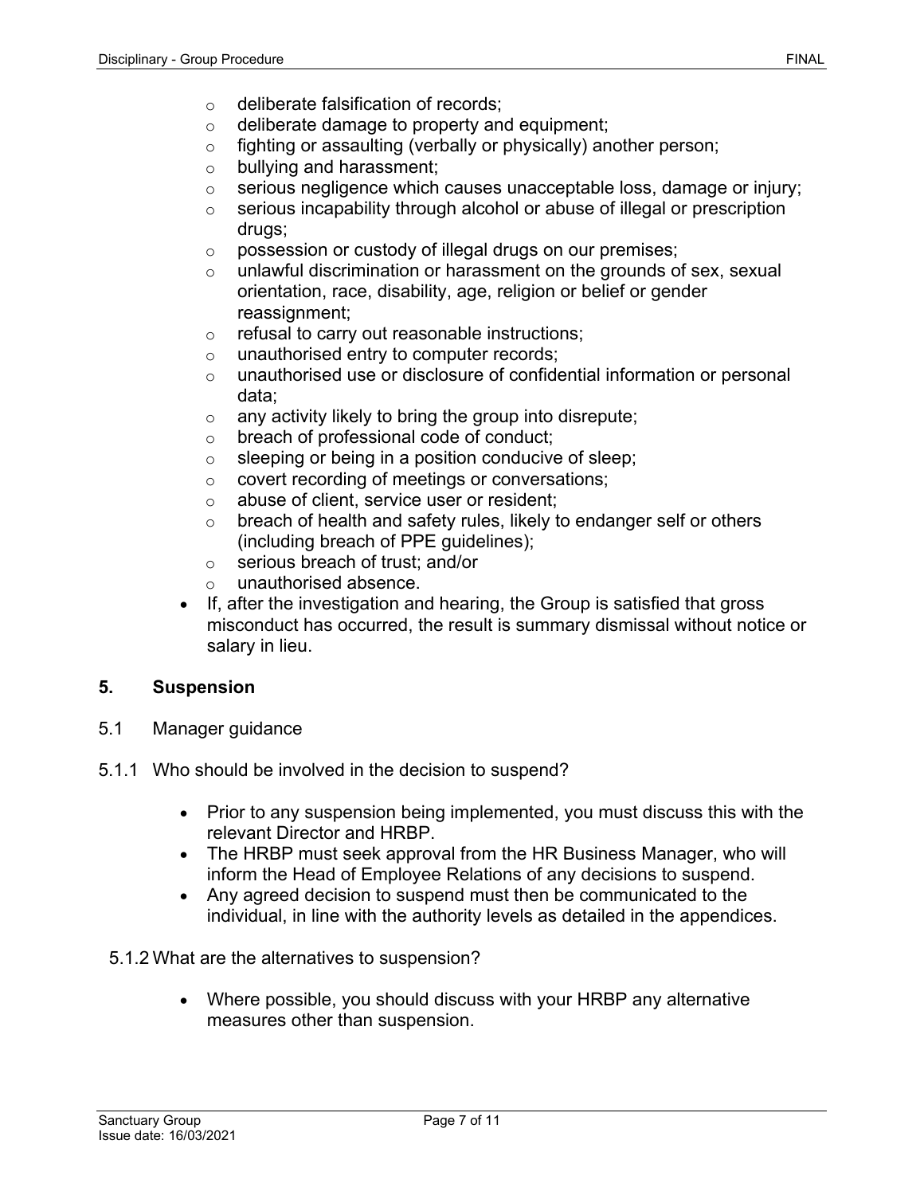- deliberate falsification of records;
  - deliberate damage to property and equipment;
  - fighting or assaulting (verbally or physically) another person;
  - bullying and harassment;
  - serious negligence which causes unacceptable loss, damage or injury;
  - serious incapability through alcohol or abuse of illegal or prescription drugs;
  - possession or custody of illegal drugs on our premises;
  - unlawful discrimination or harassment on the grounds of sex, sexual orientation, race, disability, age, religion or belief or gender reassignment;
  - refusal to carry out reasonable instructions;
  - unauthorised entry to computer records;
  - unauthorised use or disclosure of confidential information or personal data;
  - any activity likely to bring the group into disrepute;
  - breach of professional code of conduct;
  - sleeping or being in a position conducive of sleep;
  - covert recording of meetings or conversations;
  - abuse of client, service user or resident;
  - breach of health and safety rules, likely to endanger self or others (including breach of PPE guidelines);
  - serious breach of trust; and/or
  - unauthorised absence.
- If, after the investigation and hearing, the Group is satisfied that gross misconduct has occurred, the result is summary dismissal without notice or salary in lieu.

## 5. Suspension

5.1 Manager guidance

5.1.1 Who should be involved in the decision to suspend?

- Prior to any suspension being implemented, you must discuss this with the relevant Director and HRBP.
- The HRBP must seek approval from the HR Business Manager, who will inform the Head of Employee Relations of any decisions to suspend.
- Any agreed decision to suspend must then be communicated to the individual, in line with the authority levels as detailed in the appendices.

5.1.2 What are the alternatives to suspension?

- Where possible, you should discuss with your HRBP any alternative measures other than suspension.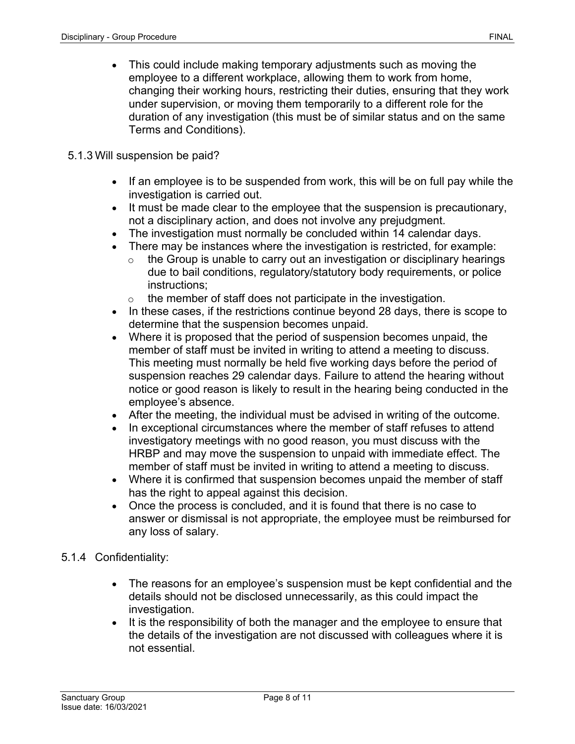- This could include making temporary adjustments such as moving the employee to a different workplace, allowing them to work from home, changing their working hours, restricting their duties, ensuring that they work under supervision, or moving them temporarily to a different role for the duration of any investigation (this must be of similar status and on the same Terms and Conditions).

### 5.1.3 Will suspension be paid?

- If an employee is to be suspended from work, this will be on full pay while the investigation is carried out.
- It must be made clear to the employee that the suspension is precautionary, not a disciplinary action, and does not involve any prejudgment.
- The investigation must normally be concluded within 14 calendar days.
- There may be instances where the investigation is restricted, for example:
  - the Group is unable to carry out an investigation or disciplinary hearings due to bail conditions, regulatory/statutory body requirements, or police instructions;
  - the member of staff does not participate in the investigation.
- In these cases, if the restrictions continue beyond 28 days, there is scope to determine that the suspension becomes unpaid.
- Where it is proposed that the period of suspension becomes unpaid, the member of staff must be invited in writing to attend a meeting to discuss. This meeting must normally be held five working days before the period of suspension reaches 29 calendar days. Failure to attend the hearing without notice or good reason is likely to result in the hearing being conducted in the employee's absence.
- After the meeting, the individual must be advised in writing of the outcome.
- In exceptional circumstances where the member of staff refuses to attend investigatory meetings with no good reason, you must discuss with the HRBP and may move the suspension to unpaid with immediate effect. The member of staff must be invited in writing to attend a meeting to discuss.
- Where it is confirmed that suspension becomes unpaid the member of staff has the right to appeal against this decision.
- Once the process is concluded, and it is found that there is no case to answer or dismissal is not appropriate, the employee must be reimbursed for any loss of salary.

### 5.1.4 Confidentiality:

- The reasons for an employee's suspension must be kept confidential and the details should not be disclosed unnecessarily, as this could impact the investigation.
- It is the responsibility of both the manager and the employee to ensure that the details of the investigation are not discussed with colleagues where it is not essential.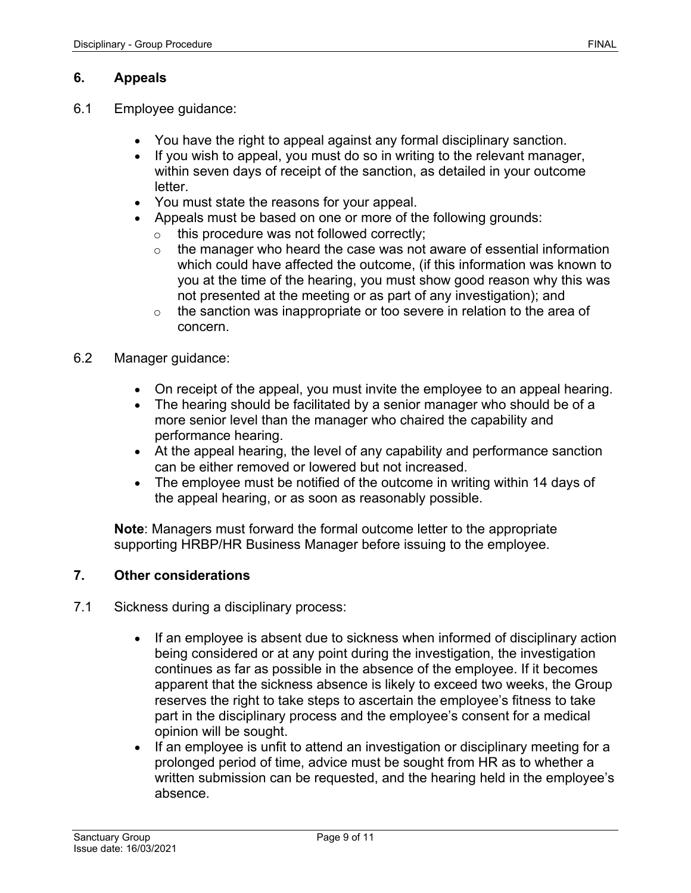## 6. Appeals

6.1 Employee guidance:

- You have the right to appeal against any formal disciplinary sanction.
- If you wish to appeal, you must do so in writing to the relevant manager, within seven days of receipt of the sanction, as detailed in your outcome letter.
- You must state the reasons for your appeal.
- Appeals must be based on one or more of the following grounds:
  - this procedure was not followed correctly;
  - the manager who heard the case was not aware of essential information which could have affected the outcome, (if this information was known to you at the time of the hearing, you must show good reason why this was not presented at the meeting or as part of any investigation); and
  - the sanction was inappropriate or too severe in relation to the area of concern.

6.2 Manager guidance:

- On receipt of the appeal, you must invite the employee to an appeal hearing.
- The hearing should be facilitated by a senior manager who should be of a more senior level than the manager who chaired the capability and performance hearing.
- At the appeal hearing, the level of any capability and performance sanction can be either removed or lowered but not increased.
- The employee must be notified of the outcome in writing within 14 days of the appeal hearing, or as soon as reasonably possible.

**Note**: Managers must forward the formal outcome letter to the appropriate supporting HRBP/HR Business Manager before issuing to the employee.

## 7. Other considerations

7.1 Sickness during a disciplinary process:

- If an employee is absent due to sickness when informed of disciplinary action being considered or at any point during the investigation, the investigation continues as far as possible in the absence of the employee. If it becomes apparent that the sickness absence is likely to exceed two weeks, the Group reserves the right to take steps to ascertain the employee's fitness to take part in the disciplinary process and the employee's consent for a medical opinion will be sought.
- If an employee is unfit to attend an investigation or disciplinary meeting for a prolonged period of time, advice must be sought from HR as to whether a written submission can be requested, and the hearing held in the employee's absence.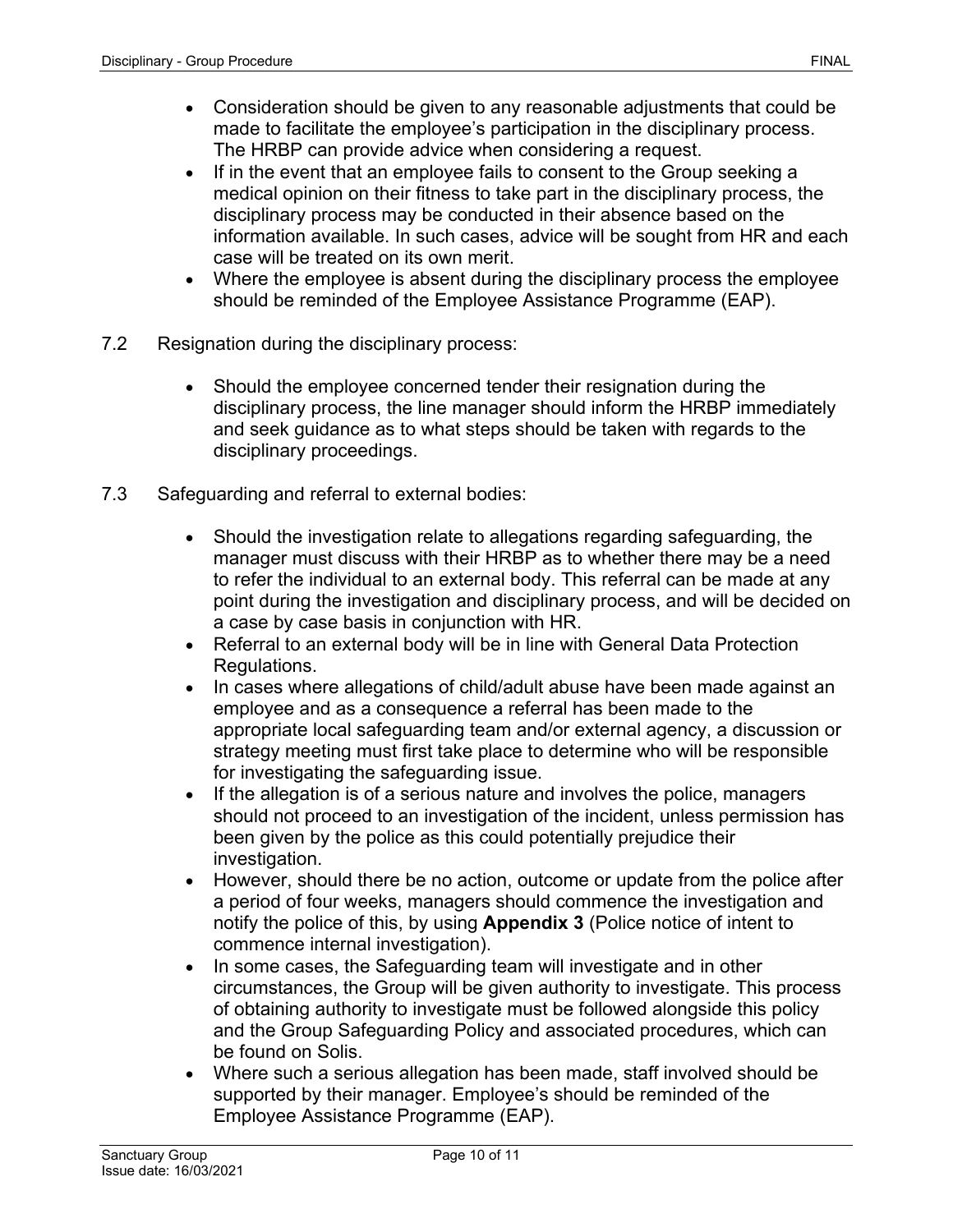- Consideration should be given to any reasonable adjustments that could be made to facilitate the employee's participation in the disciplinary process. The HRBP can provide advice when considering a request.
- If in the event that an employee fails to consent to the Group seeking a medical opinion on their fitness to take part in the disciplinary process, the disciplinary process may be conducted in their absence based on the information available. In such cases, advice will be sought from HR and each case will be treated on its own merit.
- Where the employee is absent during the disciplinary process the employee should be reminded of the Employee Assistance Programme (EAP).

7.2 Resignation during the disciplinary process:

- Should the employee concerned tender their resignation during the disciplinary process, the line manager should inform the HRBP immediately and seek guidance as to what steps should be taken with regards to the disciplinary proceedings.

7.3 Safeguarding and referral to external bodies:

- Should the investigation relate to allegations regarding safeguarding, the manager must discuss with their HRBP as to whether there may be a need to refer the individual to an external body. This referral can be made at any point during the investigation and disciplinary process, and will be decided on a case by case basis in conjunction with HR.
- Referral to an external body will be in line with General Data Protection Regulations.
- In cases where allegations of child/adult abuse have been made against an employee and as a consequence a referral has been made to the appropriate local safeguarding team and/or external agency, a discussion or strategy meeting must first take place to determine who will be responsible for investigating the safeguarding issue.
- If the allegation is of a serious nature and involves the police, managers should not proceed to an investigation of the incident, unless permission has been given by the police as this could potentially prejudice their investigation.
- However, should there be no action, outcome or update from the police after a period of four weeks, managers should commence the investigation and notify the police of this, by using **Appendix 3** (Police notice of intent to commence internal investigation).
- In some cases, the Safeguarding team will investigate and in other circumstances, the Group will be given authority to investigate. This process of obtaining authority to investigate must be followed alongside this policy and the Group Safeguarding Policy and associated procedures, which can be found on Solis.
- Where such a serious allegation has been made, staff involved should be supported by their manager. Employee's should be reminded of the Employee Assistance Programme (EAP).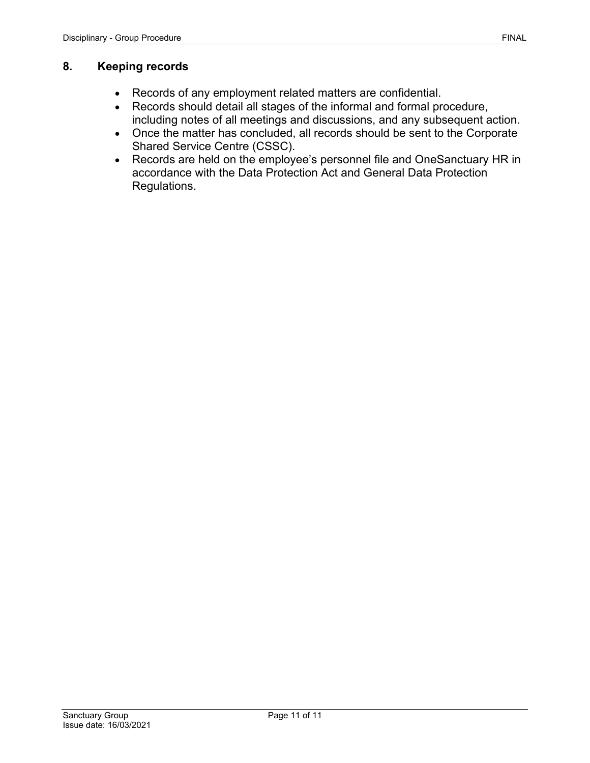## 8. Keeping records

- Records of any employment related matters are confidential.
- Records should detail all stages of the informal and formal procedure, including notes of all meetings and discussions, and any subsequent action.
- Once the matter has concluded, all records should be sent to the Corporate Shared Service Centre (CSSC).
- Records are held on the employee's personnel file and OneSanctuary HR in accordance with the Data Protection Act and General Data Protection Regulations.